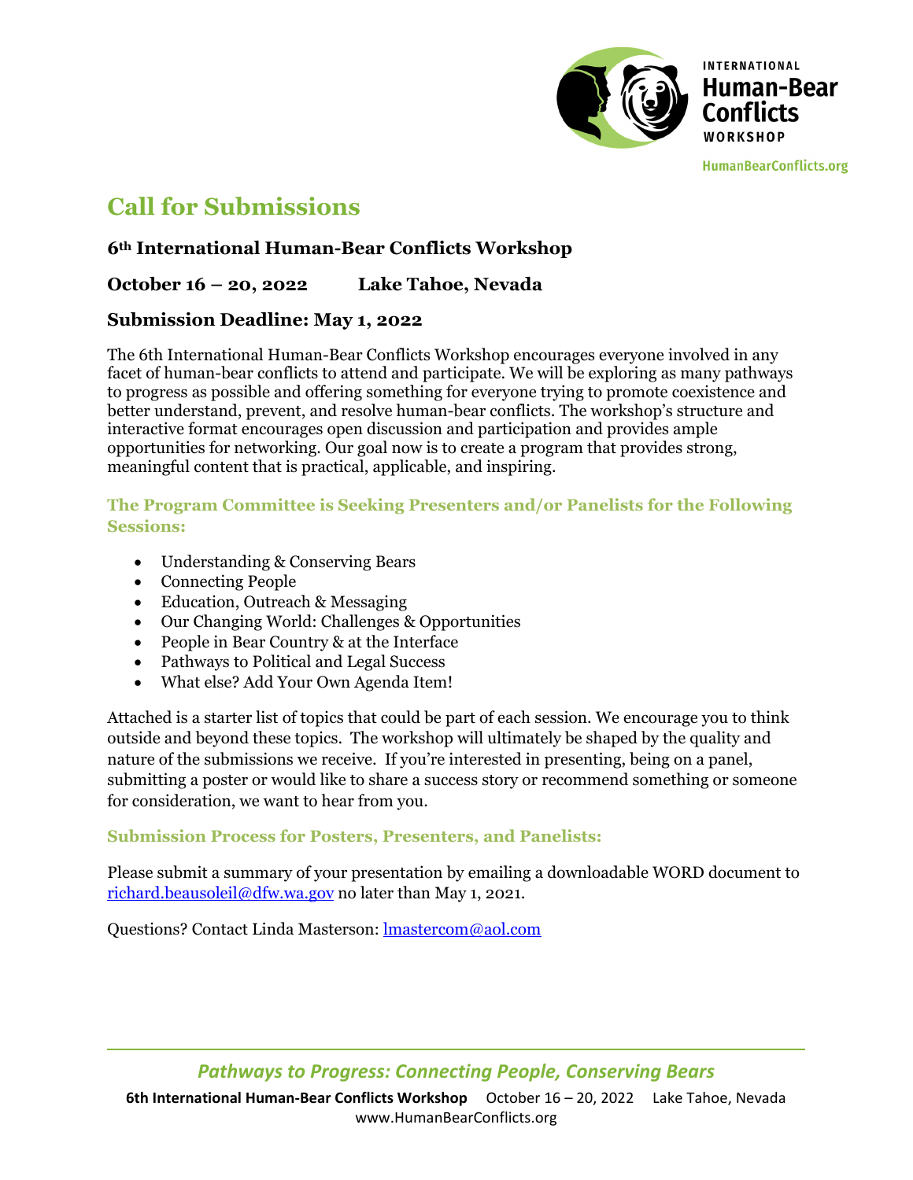INTERNATIONAL
**Human-Bear Conflicts**
WORKSHOP

HumanBearConflicts.org

# Call for Submissions

### 6th International Human-Bear Conflicts Workshop

### October 16 – 20, 2022 Lake Tahoe, Nevada

### Submission Deadline: May 1, 2022

The 6th International Human-Bear Conflicts Workshop encourages everyone involved in any facet of human-bear conflicts to attend and participate. We will be exploring as many pathways to progress as possible and offering something for everyone trying to promote coexistence and better understand, prevent, and resolve human-bear conflicts. The workshop's structure and interactive format encourages open discussion and participation and provides ample opportunities for networking. Our goal now is to create a program that provides strong, meaningful content that is practical, applicable, and inspiring.

#### The Program Committee is Seeking Presenters and/or Panelists for the Following Sessions:

- Understanding & Conserving Bears
- Connecting People
- Education, Outreach & Messaging
- Our Changing World: Challenges & Opportunities
- People in Bear Country & at the Interface
- Pathways to Political and Legal Success
- What else? Add Your Own Agenda Item!

Attached is a starter list of topics that could be part of each session. We encourage you to think outside and beyond these topics. The workshop will ultimately be shaped by the quality and nature of the submissions we receive. If you're interested in presenting, being on a panel, submitting a poster or would like to share a success story or recommend something or someone for consideration, we want to hear from you.

#### Submission Process for Posters, Presenters, and Panelists:

Please submit a summary of your presentation by emailing a downloadable WORD document to richard.beausoleil@dfw.wa.gov no later than May 1, 2021.

Questions? Contact Linda Masterson: lmastercom@aol.com

*Pathways to Progress: Connecting People, Conserving Bears*

**6th International Human-Bear Conflicts Workshop** October 16 – 20, 2022 Lake Tahoe, Nevada
www.HumanBearConflicts.org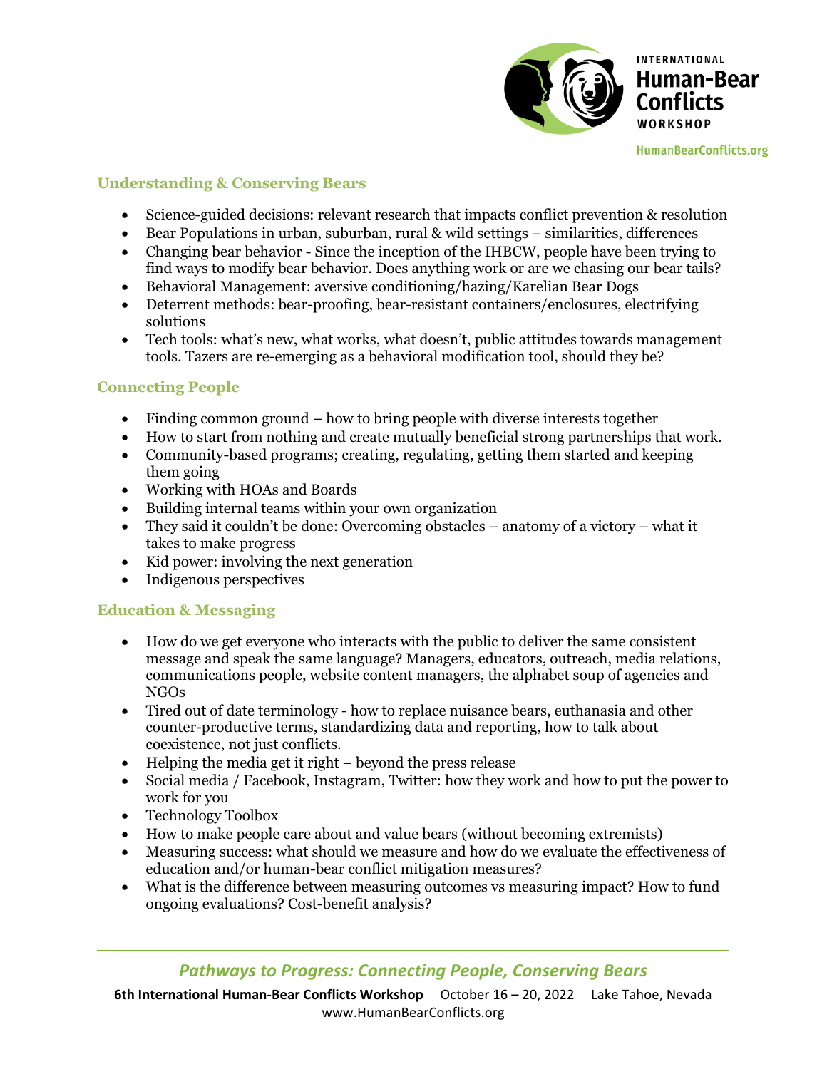## Understanding & Conserving Bears

- Science-guided decisions: relevant research that impacts conflict prevention & resolution
- Bear Populations in urban, suburban, rural & wild settings – similarities, differences
- Changing bear behavior - Since the inception of the IHBCW, people have been trying to find ways to modify bear behavior. Does anything work or are we chasing our bear tails?
- Behavioral Management: aversive conditioning/hazing/Karelian Bear Dogs
- Deterrent methods: bear-proofing, bear-resistant containers/enclosures, electrifying solutions
- Tech tools: what's new, what works, what doesn't, public attitudes towards management tools. Tazers are re-emerging as a behavioral modification tool, should they be?

## Connecting People

- Finding common ground – how to bring people with diverse interests together
- How to start from nothing and create mutually beneficial strong partnerships that work.
- Community-based programs; creating, regulating, getting them started and keeping them going
- Working with HOAs and Boards
- Building internal teams within your own organization
- They said it couldn't be done: Overcoming obstacles – anatomy of a victory – what it takes to make progress
- Kid power: involving the next generation
- Indigenous perspectives

## Education & Messaging

- How do we get everyone who interacts with the public to deliver the same consistent message and speak the same language? Managers, educators, outreach, media relations, communications people, website content managers, the alphabet soup of agencies and NGOs
- Tired out of date terminology - how to replace nuisance bears, euthanasia and other counter-productive terms, standardizing data and reporting, how to talk about coexistence, not just conflicts.
- Helping the media get it right – beyond the press release
- Social media / Facebook, Instagram, Twitter: how they work and how to put the power to work for you
- Technology Toolbox
- How to make people care about and value bears (without becoming extremists)
- Measuring success: what should we measure and how do we evaluate the effectiveness of education and/or human-bear conflict mitigation measures?
- What is the difference between measuring outcomes vs measuring impact? How to fund ongoing evaluations? Cost-benefit analysis?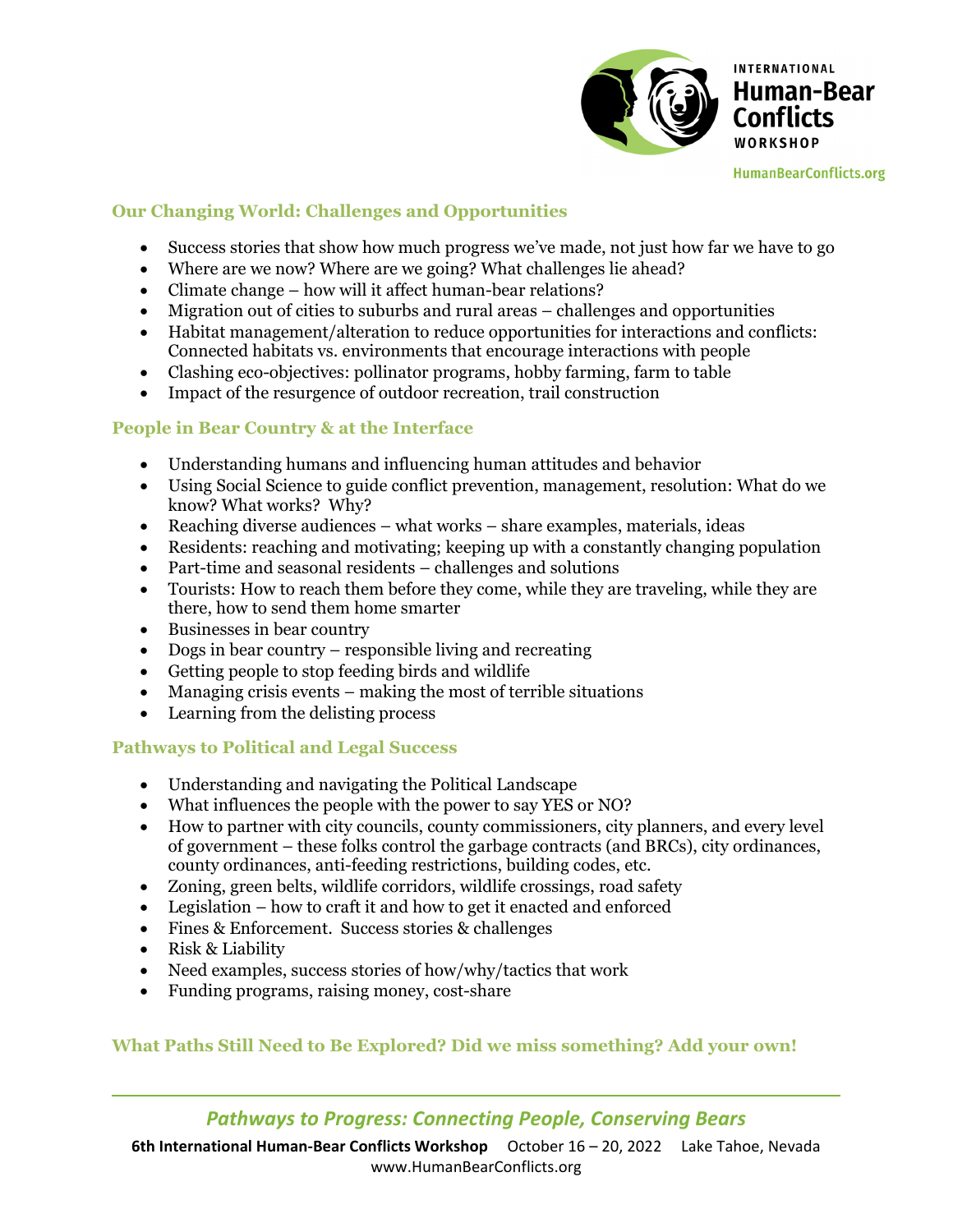## Our Changing World: Challenges and Opportunities

- Success stories that show how much progress we've made, not just how far we have to go
- Where are we now? Where are we going? What challenges lie ahead?
- Climate change – how will it affect human-bear relations?
- Migration out of cities to suburbs and rural areas – challenges and opportunities
- Habitat management/alteration to reduce opportunities for interactions and conflicts: Connected habitats vs. environments that encourage interactions with people
- Clashing eco-objectives: pollinator programs, hobby farming, farm to table
- Impact of the resurgence of outdoor recreation, trail construction

## People in Bear Country & at the Interface

- Understanding humans and influencing human attitudes and behavior
- Using Social Science to guide conflict prevention, management, resolution: What do we know? What works? Why?
- Reaching diverse audiences – what works – share examples, materials, ideas
- Residents: reaching and motivating; keeping up with a constantly changing population
- Part-time and seasonal residents – challenges and solutions
- Tourists: How to reach them before they come, while they are traveling, while they are there, how to send them home smarter
- Businesses in bear country
- Dogs in bear country – responsible living and recreating
- Getting people to stop feeding birds and wildlife
- Managing crisis events – making the most of terrible situations
- Learning from the delisting process

## Pathways to Political and Legal Success

- Understanding and navigating the Political Landscape
- What influences the people with the power to say YES or NO?
- How to partner with city councils, county commissioners, city planners, and every level of government – these folks control the garbage contracts (and BRCs), city ordinances, county ordinances, anti-feeding restrictions, building codes, etc.
- Zoning, green belts, wildlife corridors, wildlife crossings, road safety
- Legislation – how to craft it and how to get it enacted and enforced
- Fines & Enforcement. Success stories & challenges
- Risk & Liability
- Need examples, success stories of how/why/tactics that work
- Funding programs, raising money, cost-share

## What Paths Still Need to Be Explored? Did we miss something? Add your own!

*Pathways to Progress: Connecting People, Conserving Bears*

**6th International Human-Bear Conflicts Workshop** October 16 – 20, 2022 Lake Tahoe, Nevada
www.HumanBearConflicts.org